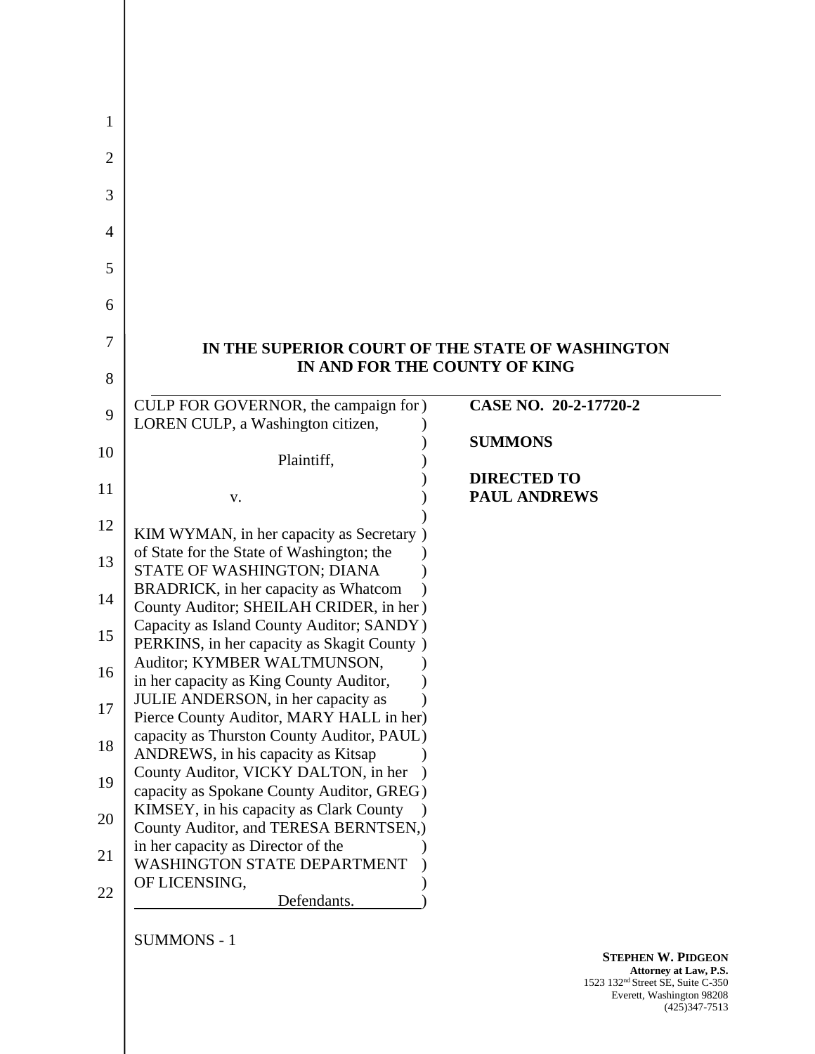**IN THE SUPERIOR COURT OF THE STATE OF WASHINGTON**
**IN AND FOR THE COUNTY OF KING**

| | |
|---|---|
| CULP FOR GOVERNOR, the campaign for LOREN CULP, a Washington citizen,<br><br>Plaintiff,<br><br>v.<br><br>KIM WYMAN, in her capacity as Secretary of State for the State of Washington; the STATE OF WASHINGTON; DIANA BRADRICK, in her capacity as Whatcom County Auditor; SHEILAH CRIDER, in her Capacity as Island County Auditor; SANDY PERKINS, in her capacity as Skagit County Auditor; KYMBER WALTMUNSON, in her capacity as King County Auditor, JULIE ANDERSON, in her capacity as Pierce County Auditor, MARY HALL in her capacity as Thurston County Auditor, PAUL ANDREWS, in his capacity as Kitsap County Auditor, VICKY DALTON, in her capacity as Spokane County Auditor, GREG KIMSEY, in his capacity as Clark County County Auditor, and TERESA BERNTSEN, in her capacity as Director of the WASHINGTON STATE DEPARTMENT OF LICENSING,<br><br>Defendants. | **CASE NO. 20-2-17720-2**<br><br>**SUMMONS**<br><br>**DIRECTED TO PAUL ANDREWS** |

SUMMONS - 1

**STEPHEN W. PIDGEON**
**Attorney at Law, P.S.**
1523 132nd Street SE, Suite C-350
Everett, Washington 98208
(425)347-7513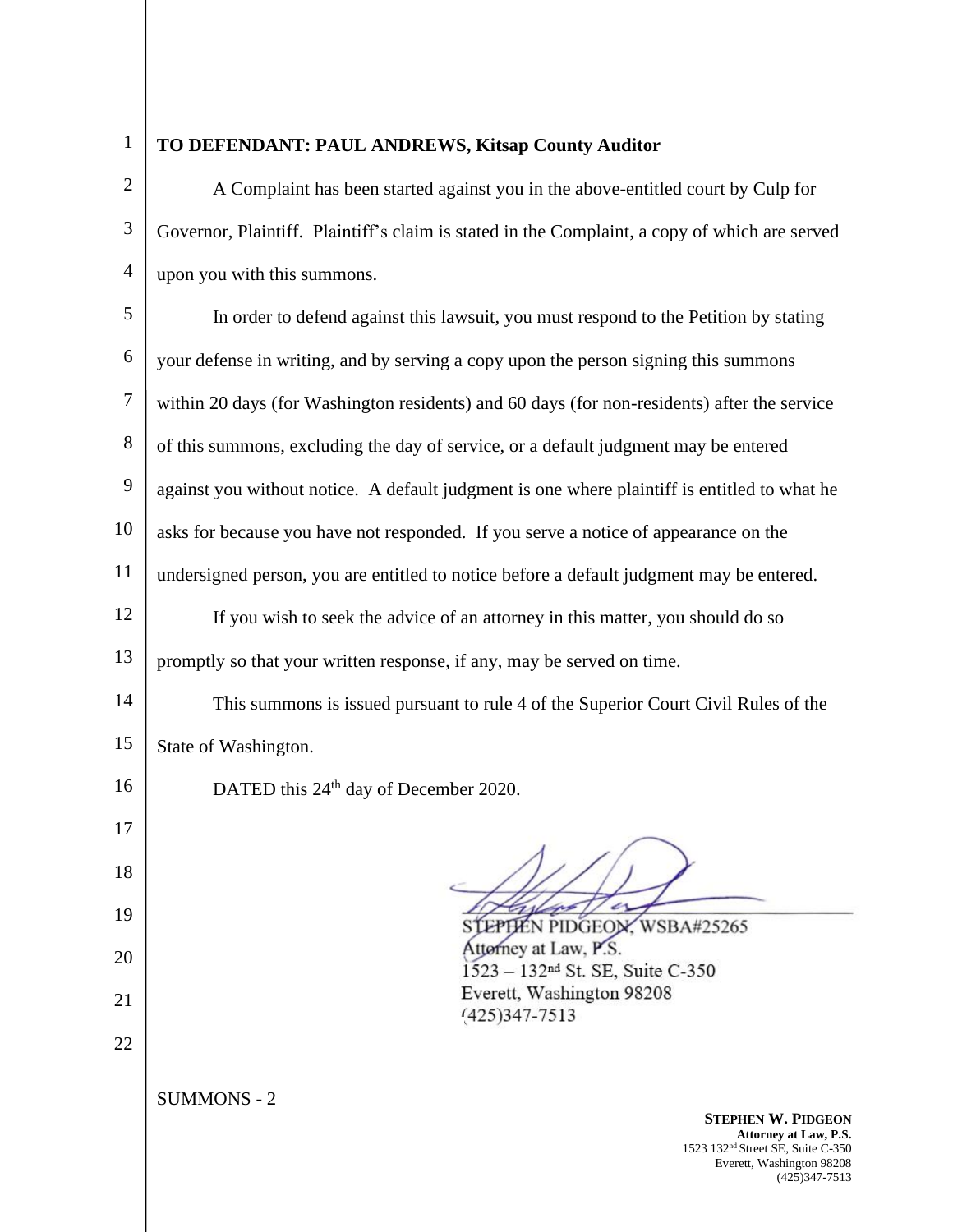**TO DEFENDANT: PAUL ANDREWS, Kitsap County Auditor**

A Complaint has been started against you in the above-entitled court by Culp for Governor, Plaintiff. Plaintiff's claim is stated in the Complaint, a copy of which are served upon you with this summons.

In order to defend against this lawsuit, you must respond to the Petition by stating your defense in writing, and by serving a copy upon the person signing this summons within 20 days (for Washington residents) and 60 days (for non-residents) after the service of this summons, excluding the day of service, or a default judgment may be entered against you without notice. A default judgment is one where plaintiff is entitled to what he asks for because you have not responded. If you serve a notice of appearance on the undersigned person, you are entitled to notice before a default judgment may be entered.

If you wish to seek the advice of an attorney in this matter, you should do so promptly so that your written response, if any, may be served on time.

This summons is issued pursuant to rule 4 of the Superior Court Civil Rules of the State of Washington.

DATED this 24th day of December 2020.

STEPHEN PIDGEON, WSBA#25265
Attorney at Law, P.S.
1523 – 132nd St. SE, Suite C-350
Everett, Washington 98208
(425)347-7513

SUMMONS - 2

**STEPHEN W. PIDGEON**
**Attorney at Law, P.S.**
1523 132nd Street SE, Suite C-350
Everett, Washington 98208
(425)347-7513